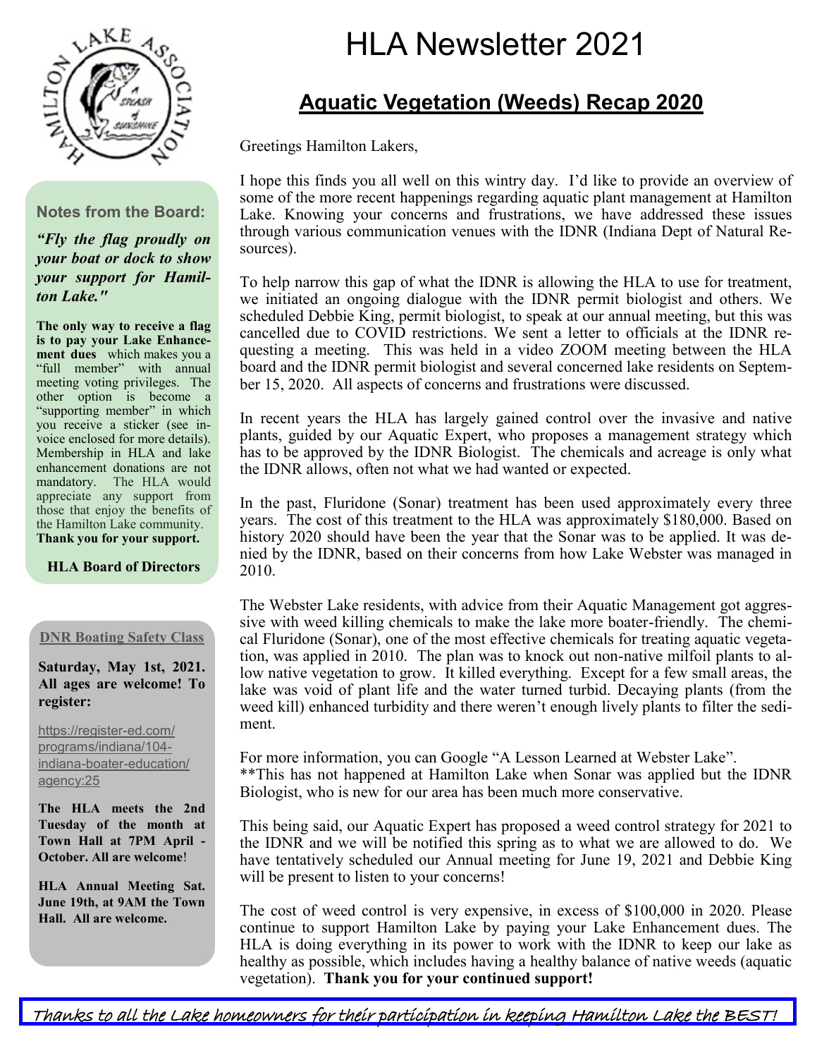# HLA Newsletter 2021

## Aquatic Vegetation (Weeds) Recap 2020

Greetings Hamilton Lakers,

I hope this finds you all well on this wintry day. I'd like to provide an overview of some of the more recent happenings regarding aquatic plant management at Hamilton Lake. Knowing your concerns and frustrations, we have addressed these issues through various communication venues with the IDNR (Indiana Dept of Natural Resources).

To help narrow this gap of what the IDNR is allowing the HLA to use for treatment, we initiated an ongoing dialogue with the IDNR permit biologist and others. We scheduled Debbie King, permit biologist, to speak at our annual meeting, but this was cancelled due to COVID restrictions. We sent a letter to officials at the IDNR requesting a meeting. This was held in a video ZOOM meeting between the HLA board and the IDNR permit biologist and several concerned lake residents on September 15, 2020. All aspects of concerns and frustrations were discussed.

In recent years the HLA has largely gained control over the invasive and native plants, guided by our Aquatic Expert, who proposes a management strategy which has to be approved by the IDNR Biologist. The chemicals and acreage is only what the IDNR allows, often not what we had wanted or expected.

In the past, Fluridone (Sonar) treatment has been used approximately every three years. The cost of this treatment to the HLA was approximately $180,000. Based on history 2020 should have been the year that the Sonar was to be applied. It was denied by the IDNR, based on their concerns from how Lake Webster was managed in 2010.

The Webster Lake residents, with advice from their Aquatic Management got aggressive with weed killing chemicals to make the lake more boater-friendly. The chemical Fluridone (Sonar), one of the most effective chemicals for treating aquatic vegetation, was applied in 2010. The plan was to knock out non-native milfoil plants to allow native vegetation to grow. It killed everything. Except for a few small areas, the lake was void of plant life and the water turned turbid. Decaying plants (from the weed kill) enhanced turbidity and there weren't enough lively plants to filter the sediment.

For more information, you can Google "A Lesson Learned at Webster Lake".
**This has not happened at Hamilton Lake when Sonar was applied but the IDNR Biologist, who is new for our area has been much more conservative.

This being said, our Aquatic Expert has proposed a weed control strategy for 2021 to the IDNR and we will be notified this spring as to what we are allowed to do. We have tentatively scheduled our Annual meeting for June 19, 2021 and Debbie King will be present to listen to your concerns!

The cost of weed control is very expensive, in excess of $100,000 in 2020. Please continue to support Hamilton Lake by paying your Lake Enhancement dues. The HLA is doing everything in its power to work with the IDNR to keep our lake as healthy as possible, which includes having a healthy balance of native weeds (aquatic vegetation). **Thank you for your continued support!**

### Notes from the Board:

***"Fly the flag proudly on your boat or dock to show your support for Hamilton Lake."***

**The only way to receive a flag is to pay your Lake Enhancement dues** which makes you a "full member" with annual meeting voting privileges. The other option is become a "supporting member" in which you receive a sticker (see invoice enclosed for more details). Membership in HLA and lake enhancement donations are not mandatory. The HLA would appreciate any support from those that enjoy the benefits of the Hamilton Lake community. **Thank you for your support.**

**HLA Board of Directors**

### DNR Boating Safety Class

**Saturday, May 1st, 2021. All ages are welcome! To register:**

https://register-ed.com/programs/indiana/104-indiana-boater-education/agency:25

**The HLA meets the 2nd Tuesday of the month at Town Hall at 7PM April - October. All are welcome!**

**HLA Annual Meeting Sat. June 19th, at 9AM the Town Hall. All are welcome.**

*Thanks to all the Lake homeowners for their participation in keeping Hamilton Lake the BEST!*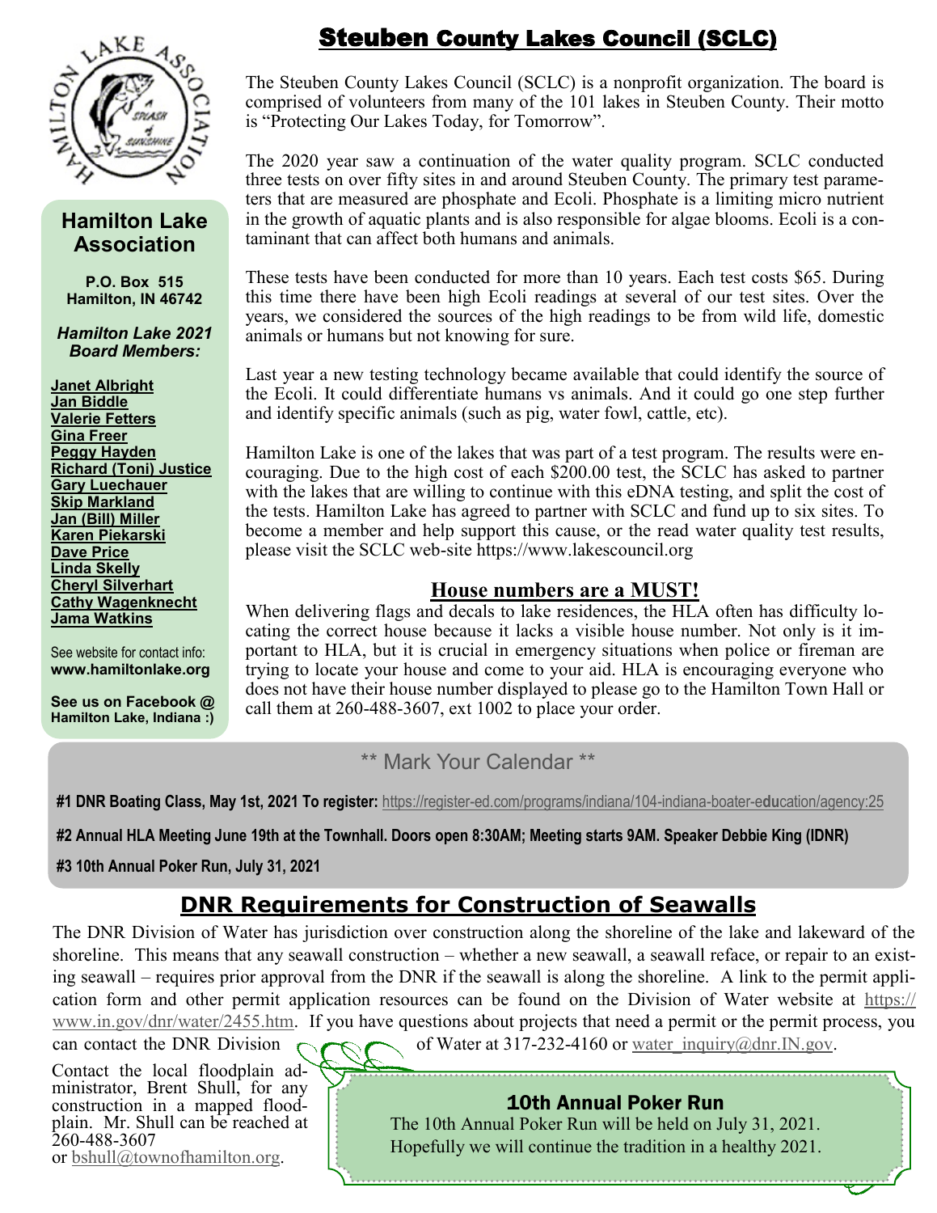**Hamilton Lake Association**

**P.O. Box 515**
**Hamilton, IN 46742**

***Hamilton Lake 2021 Board Members:***

- Janet Albright
- Jan Biddle
- Valerie Fetters
- Gina Freer
- Peggy Hayden
- Richard (Toni) Justice
- Gary Luechauer
- Skip Markland
- Jan (Bill) Miller
- Karen Piekarski
- Dave Price
- Linda Skelly
- Cheryl Silverhart
- Cathy Wagenknecht
- Jama Watkins

See website for contact info:
**www.hamiltonlake.org**

**See us on Facebook @ Hamilton Lake, Indiana :)**

# Steuben County Lakes Council (SCLC)

The Steuben County Lakes Council (SCLC) is a nonprofit organization. The board is comprised of volunteers from many of the 101 lakes in Steuben County. Their motto is "Protecting Our Lakes Today, for Tomorrow".

The 2020 year saw a continuation of the water quality program. SCLC conducted three tests on over fifty sites in and around Steuben County. The primary test parameters that are measured are phosphate and Ecoli. Phosphate is a limiting micro nutrient in the growth of aquatic plants and is also responsible for algae blooms. Ecoli is a contaminant that can affect both humans and animals.

These tests have been conducted for more than 10 years. Each test costs $65. During this time there have been high Ecoli readings at several of our test sites. Over the years, we considered the sources of the high readings to be from wild life, domestic animals or humans but not knowing for sure.

Last year a new testing technology became available that could identify the source of the Ecoli. It could differentiate humans vs animals. And it could go one step further and identify specific animals (such as pig, water fowl, cattle, etc).

Hamilton Lake is one of the lakes that was part of a test program. The results were encouraging. Due to the high cost of each $200.00 test, the SCLC has asked to partner with the lakes that are willing to continue with this eDNA testing, and split the cost of the tests. Hamilton Lake has agreed to partner with SCLC and fund up to six sites. To become a member and help support this cause, or the read water quality test results, please visit the SCLC web-site https://www.lakescouncil.org

## House numbers are a MUST!

When delivering flags and decals to lake residences, the HLA often has difficulty locating the correct house because it lacks a visible house number. Not only is it important to HLA, but it is crucial in emergency situations when police or fireman are trying to locate your house and come to your aid. HLA is encouraging everyone who does not have their house number displayed to please go to the Hamilton Town Hall or call them at 260-488-3607, ext 1002 to place your order.

## ** Mark Your Calendar **

**#1 DNR Boating Class, May 1st, 2021 To register:** https://register-ed.com/programs/indiana/104-indiana-boater-education/agency:25

**#2 Annual HLA Meeting June 19th at the Townhall. Doors open 8:30AM; Meeting starts 9AM. Speaker Debbie King (IDNR)**

**#3 10th Annual Poker Run, July 31, 2021**

# DNR Requirements for Construction of Seawalls

The DNR Division of Water has jurisdiction over construction along the shoreline of the lake and lakeward of the shoreline. This means that any seawall construction – whether a new seawall, a seawall reface, or repair to an existing seawall – requires prior approval from the DNR if the seawall is along the shoreline. A link to the permit application form and other permit application resources can be found on the Division of Water website at https://www.in.gov/dnr/water/2455.htm. If you have questions about projects that need a permit or the permit process, you can contact the DNR Division of Water at 317-232-4160 or water_inquiry@dnr.IN.gov.

Contact the local floodplain administrator, Brent Shull, for any construction in a mapped floodplain. Mr. Shull can be reached at 260-488-3607 or bshull@townofhamilton.org.

## 10th Annual Poker Run

The 10th Annual Poker Run will be held on July 31, 2021. Hopefully we will continue the tradition in a healthy 2021.